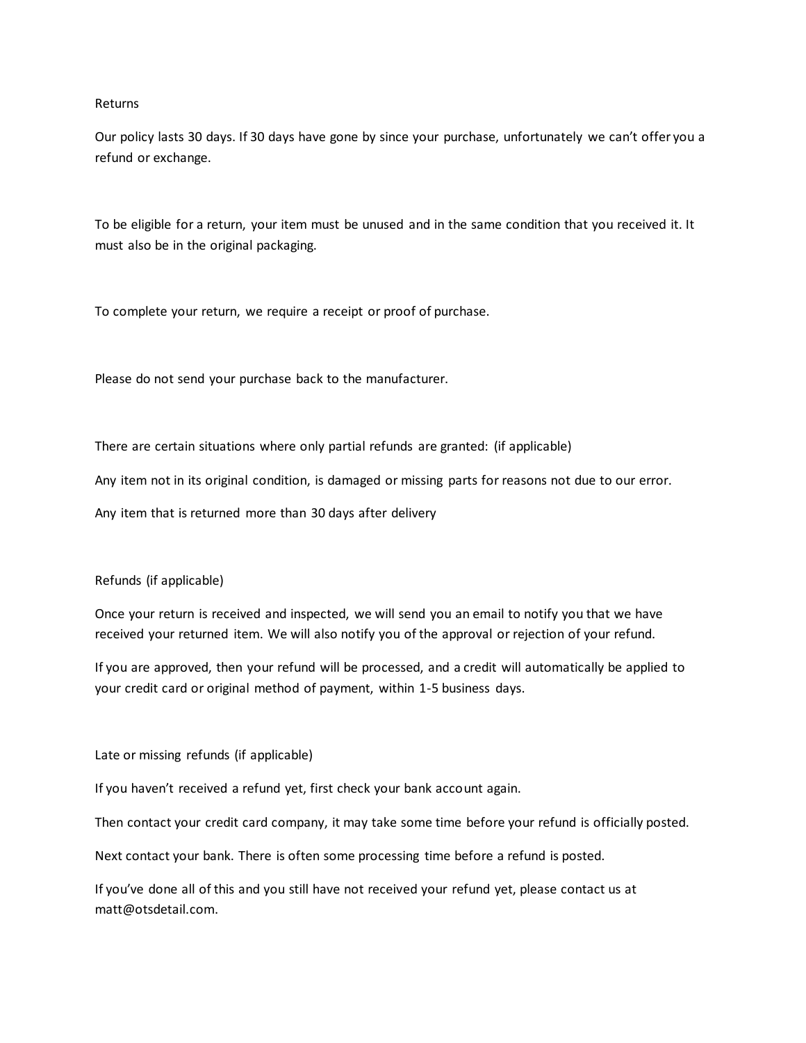## Returns

Our policy lasts 30 days. If 30 days have gone by since your purchase, unfortunately we can't offer you a refund or exchange.

To be eligible for a return, your item must be unused and in the same condition that you received it. It must also be in the original packaging.

To complete your return, we require a receipt or proof of purchase.

Please do not send your purchase back to the manufacturer.

There are certain situations where only partial refunds are granted: (if applicable)

Any item not in its original condition, is damaged or missing parts for reasons not due to our error.

Any item that is returned more than 30 days after delivery

## Refunds (if applicable)

Once your return is received and inspected, we will send you an email to notify you that we have received your returned item. We will also notify you of the approval or rejection of your refund.

If you are approved, then your refund will be processed, and a credit will automatically be applied to your credit card or original method of payment, within 1-5 business days.

## Late or missing refunds (if applicable)

If you haven't received a refund yet, first check your bank account again.

Then contact your credit card company, it may take some time before your refund is officially posted.

Next contact your bank. There is often some processing time before a refund is posted.

If you've done all of this and you still have not received your refund yet, please contact us at matt@otsdetail.com.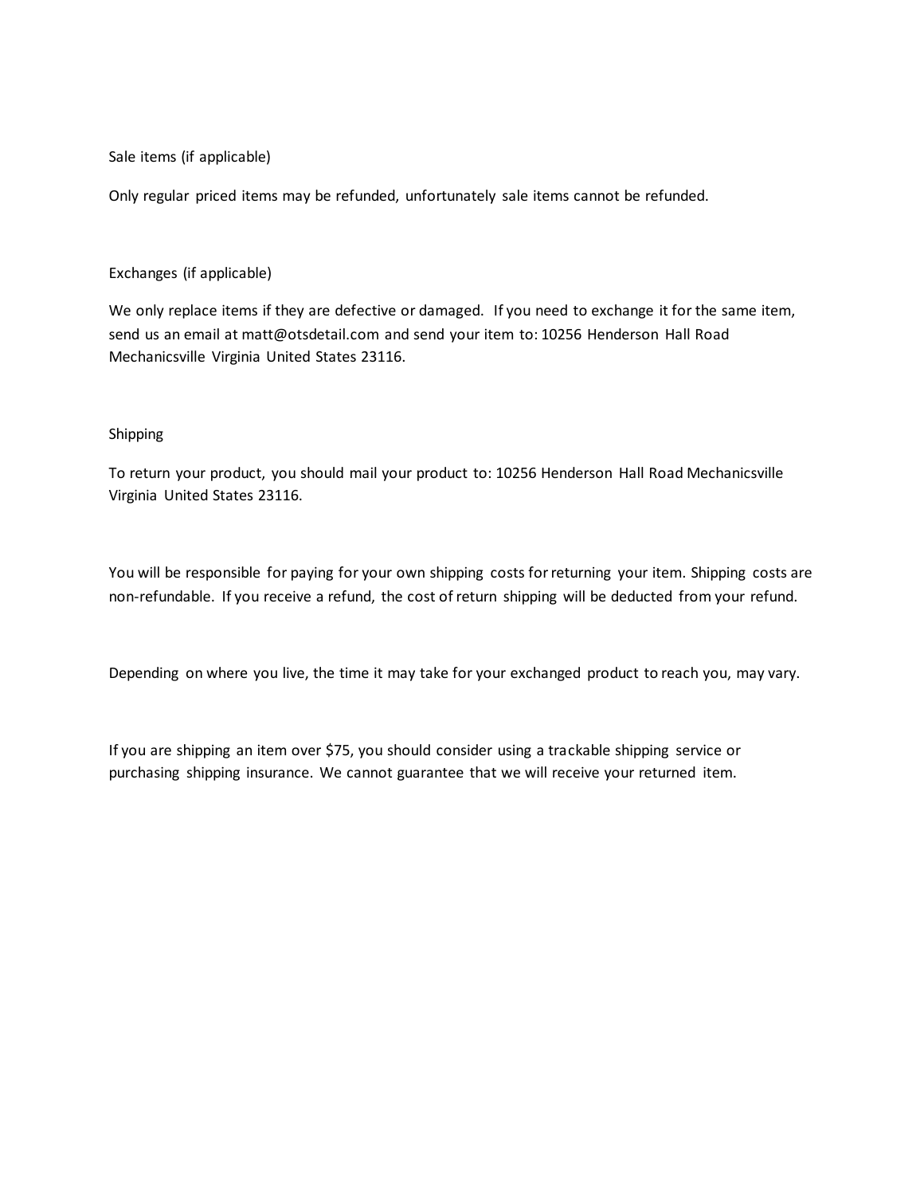## Sale items (if applicable)

Only regular priced items may be refunded, unfortunately sale items cannot be refunded.

## Exchanges (if applicable)

We only replace items if they are defective or damaged. If you need to exchange it for the same item, send us an email at matt@otsdetail.com and send your item to: 10256 Henderson Hall Road Mechanicsville Virginia United States 23116.

## Shipping

To return your product, you should mail your product to: 10256 Henderson Hall Road Mechanicsville Virginia United States 23116.

You will be responsible for paying for your own shipping costs for returning your item. Shipping costs are non-refundable. If you receive a refund, the cost of return shipping will be deducted from your refund.

Depending on where you live, the time it may take for your exchanged product to reach you, may vary.

If you are shipping an item over $75, you should consider using a trackable shipping service or purchasing shipping insurance. We cannot guarantee that we will receive your returned item.